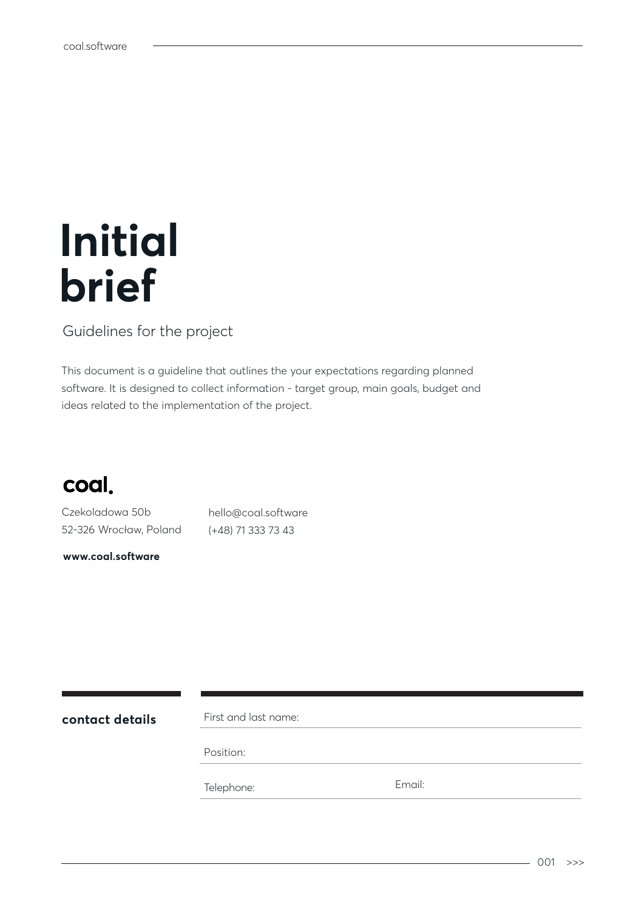# Initial brief

Guidelines for the project

This document is a guideline that outlines the your expectations regarding planned software. It is designed to collect information - target group, main goals, budget and ideas related to the implementation of the project.

**coal.**

Czekoladowa 50b
52-326 Wrocław, Poland

hello@coal.software
(+48) 71 333 73 43

**www.coal.software**

**contact details**

First and last name:

Position:

Telephone:

Email: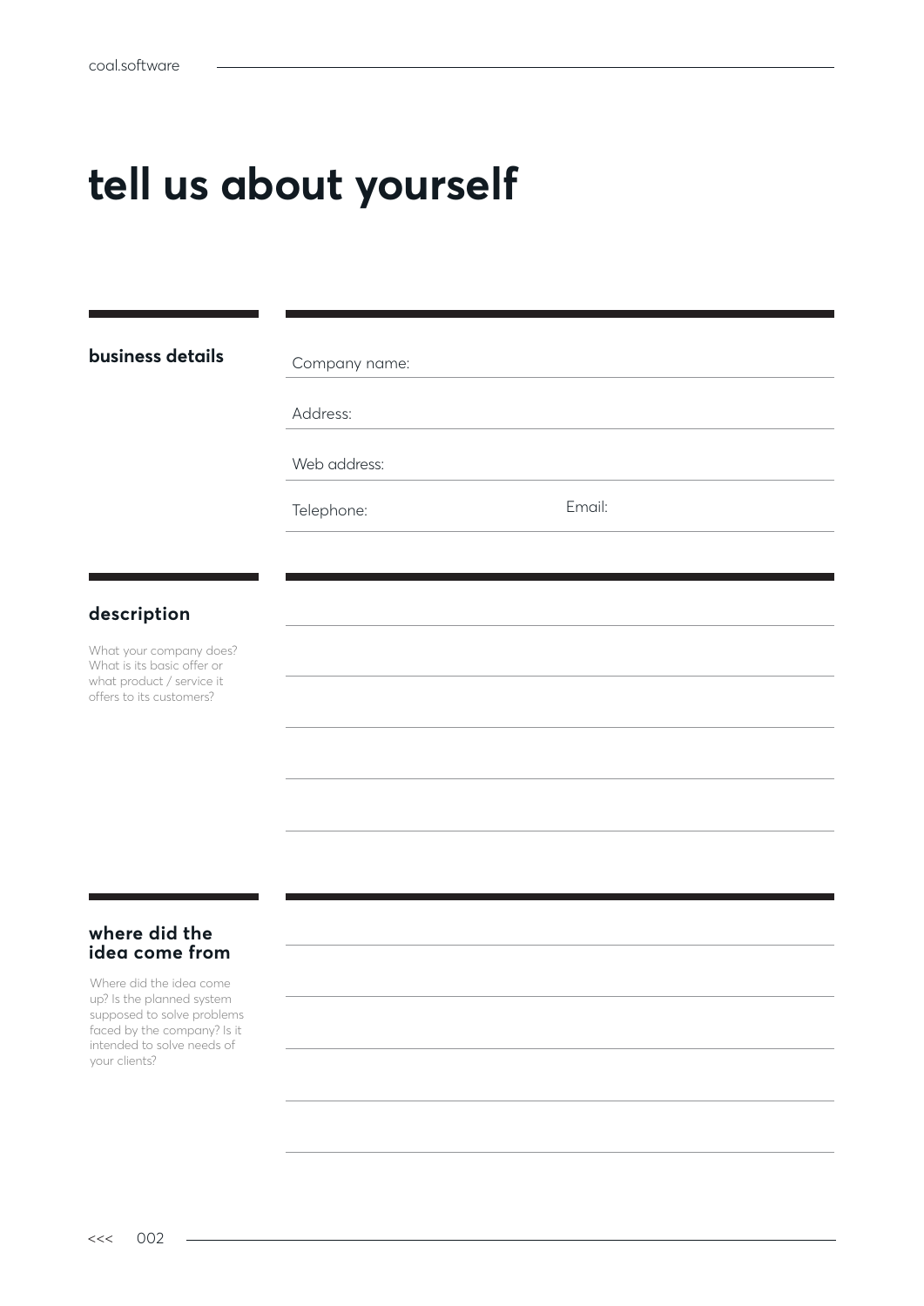# tell us about yourself

## business details

Company name:

Address:

Web address:

Telephone: Email:

## description

What your company does? What is its basic offer or what product / service it offers to its customers?

## where did the idea come from

Where did the idea come up? Is the planned system supposed to solve problems faced by the company? Is it intended to solve needs of your clients?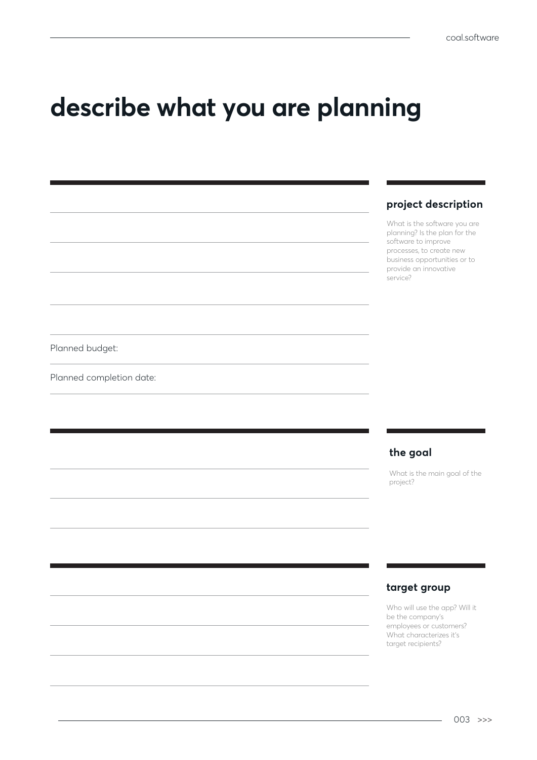# describe what you are planning

## project description

What is the software you are planning? Is the plan for the software to improve processes, to create new business opportunities or to provide an innovative service?

Planned budget:

Planned completion date:

## the goal

What is the main goal of the project?

## target group

Who will use the app? Will it be the company's employees or customers? What characterizes it's target recipients?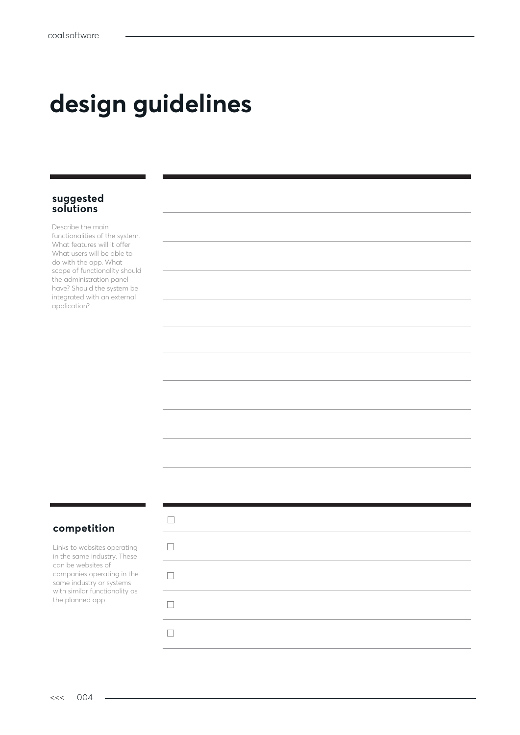# design guidelines

## suggested solutions

Describe the main functionalities of the system. What features will it offer What users will be able to do with the app. What scope of functionality should the administration panel have? Should the system be integrated with an external application?

## competition

Links to websites operating in the same industry. These can be websites of companies operating in the same industry or systems with similar functionality as the planned app

- [ ]
- [ ]
- [ ]
- [ ]
- [ ]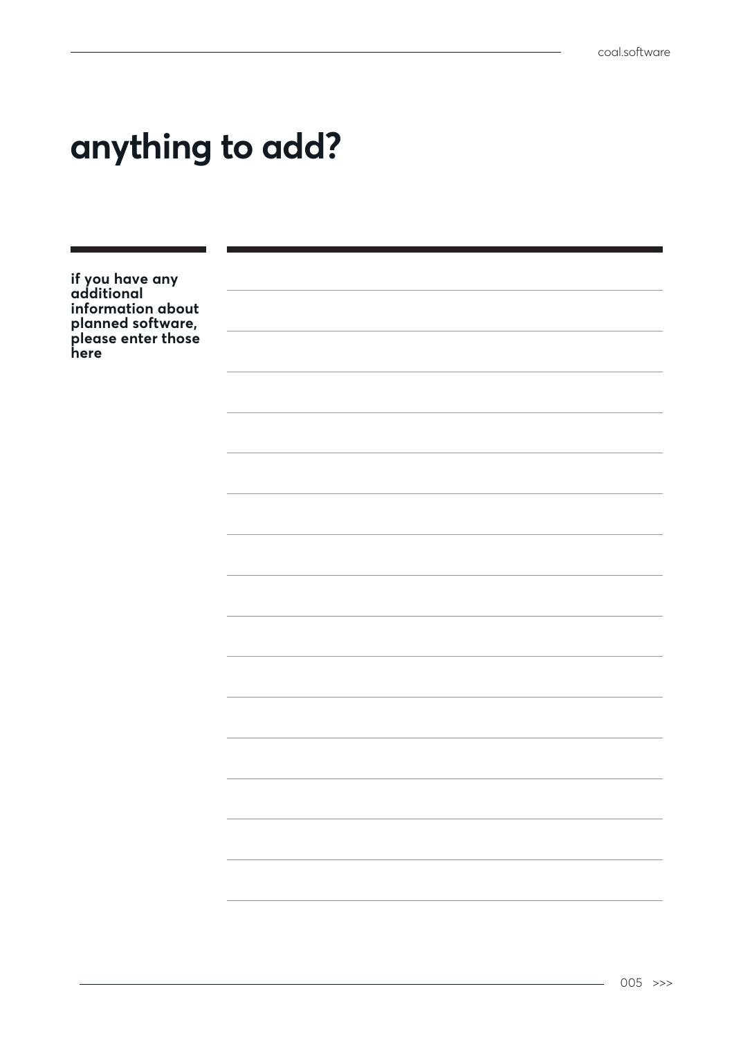# anything to add?

**if you have any additional information about planned software, please enter those here**